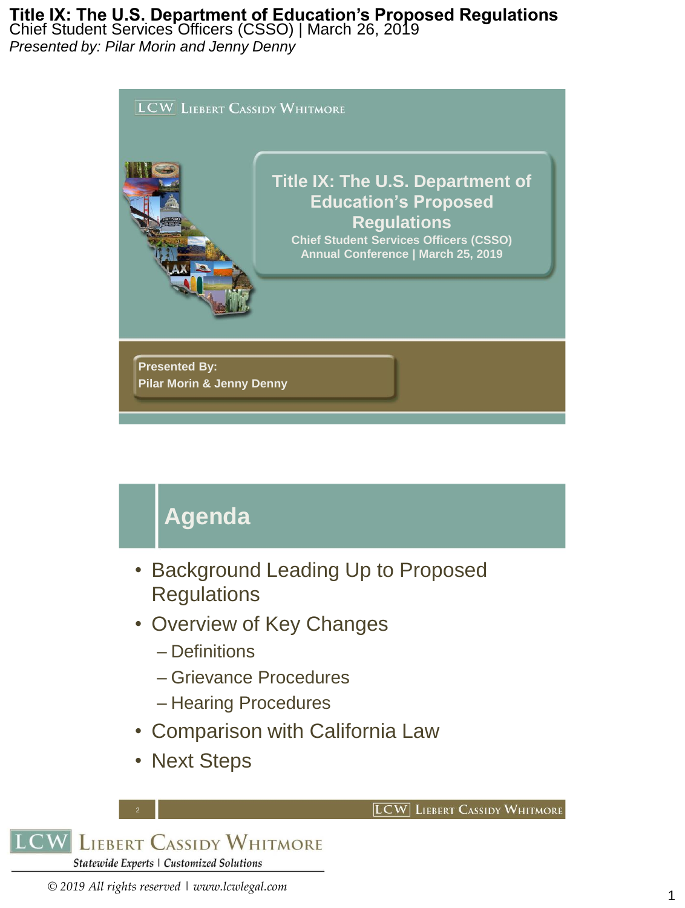# Title IX: The U.S. Department of Education's Proposed Regulations

Chief Student Services Officers (CSSO) | March 26, 2019

*Presented by: Pilar Morin and Jenny Denny*

LCW Liebert Cassidy Whitmore

## Title IX: The U.S. Department of Education's Proposed Regulations

**Chief Student Services Officers (CSSO) Annual Conference | March 25, 2019**

**Presented By:**
**Pilar Morin & Jenny Denny**

## Agenda

- Background Leading Up to Proposed Regulations
- Overview of Key Changes
  - Definitions
  - Grievance Procedures
  - Hearing Procedures
- Comparison with California Law
- Next Steps

LCW Liebert Cassidy Whitmore

*Statewide Experts | Customized Solutions*

*© 2019 All rights reserved | www.lcwlegal.com*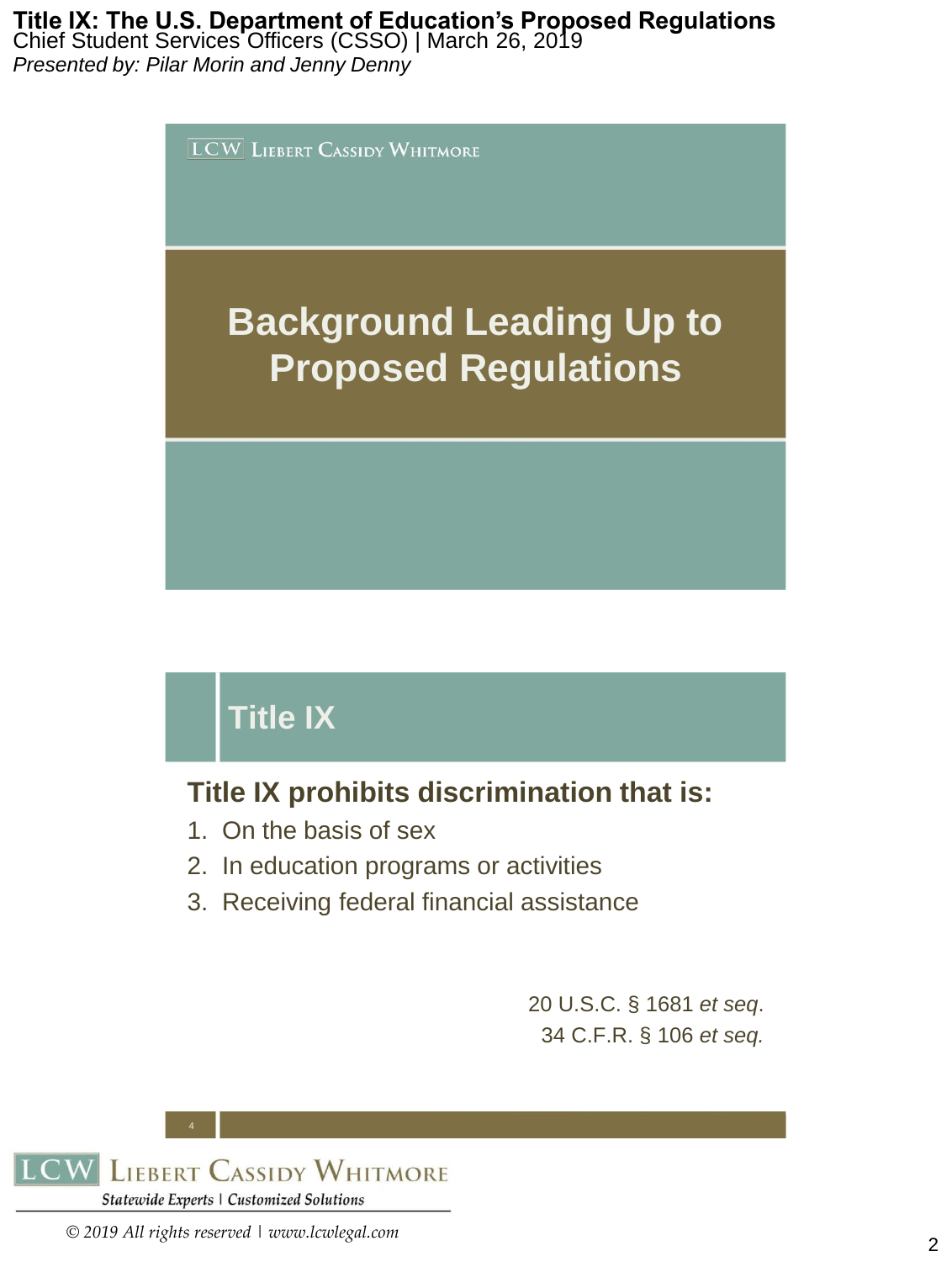## Background Leading Up to Proposed Regulations

## Title IX

### Title IX prohibits discrimination that is:

1. On the basis of sex
2. In education programs or activities
3. Receiving federal financial assistance

20 U.S.C. § 1681 *et seq*.
34 C.F.R. § 106 *et seq.*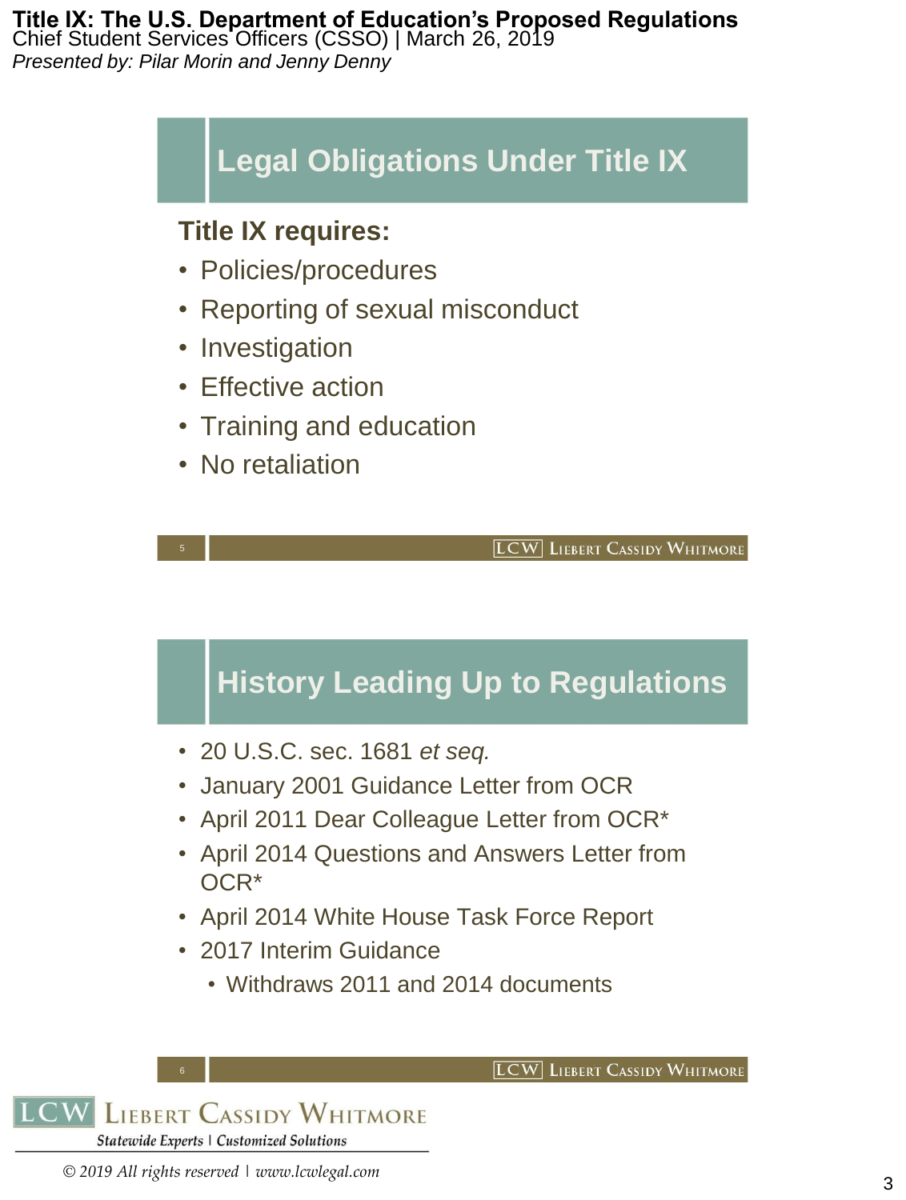## Legal Obligations Under Title IX

**Title IX requires:**

- Policies/procedures
- Reporting of sexual misconduct
- Investigation
- Effective action
- Training and education
- No retaliation

## History Leading Up to Regulations

- 20 U.S.C. sec. 1681 *et seq.*
- January 2001 Guidance Letter from OCR
- April 2011 Dear Colleague Letter from OCR*
- April 2014 Questions and Answers Letter from OCR*
- April 2014 White House Task Force Report
- 2017 Interim Guidance
  - Withdraws 2011 and 2014 documents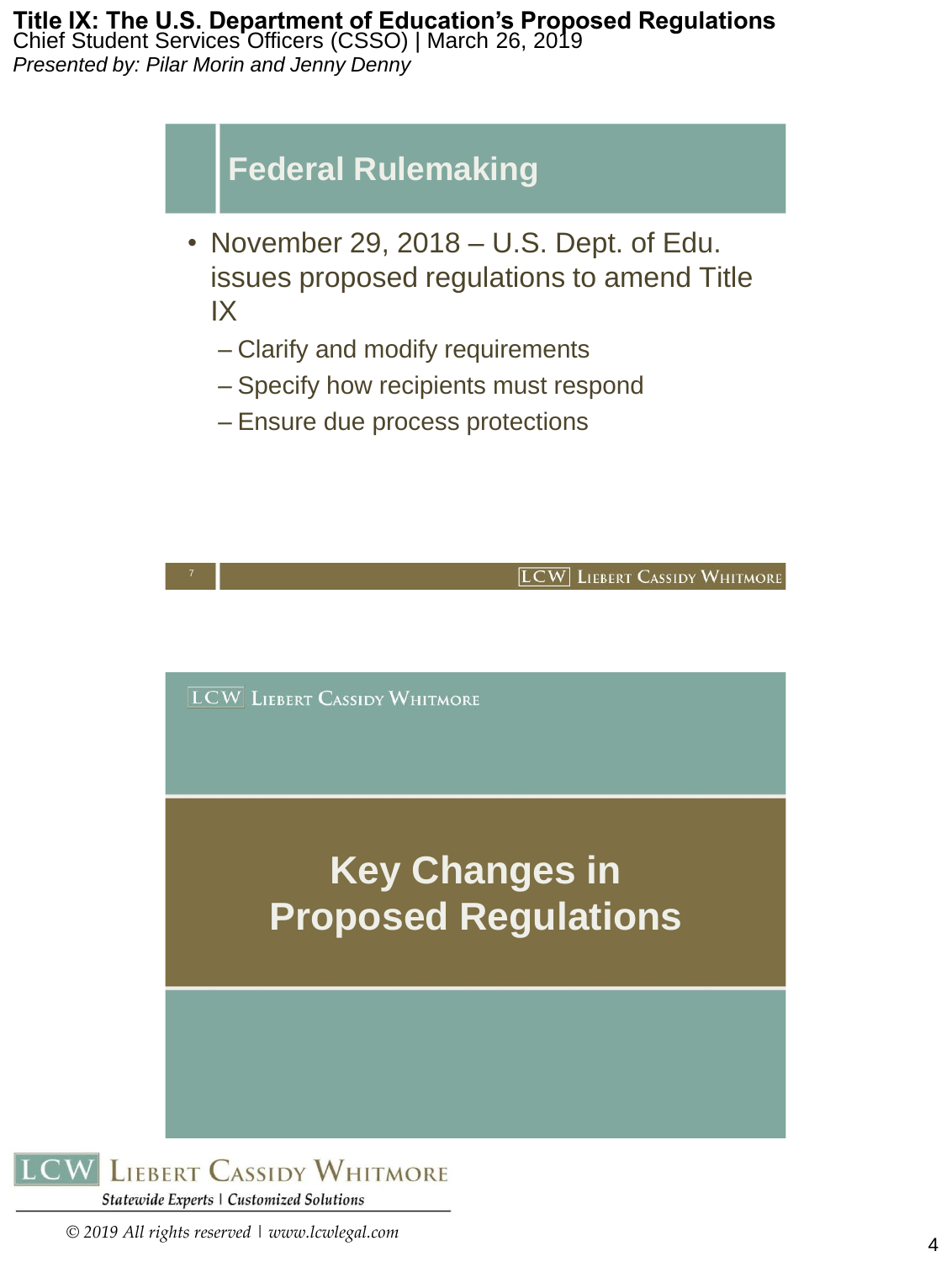## Federal Rulemaking

- November 29, 2018 – U.S. Dept. of Edu. issues proposed regulations to amend Title IX
  - Clarify and modify requirements
  - Specify how recipients must respond
  - Ensure due process protections

## Key Changes in Proposed Regulations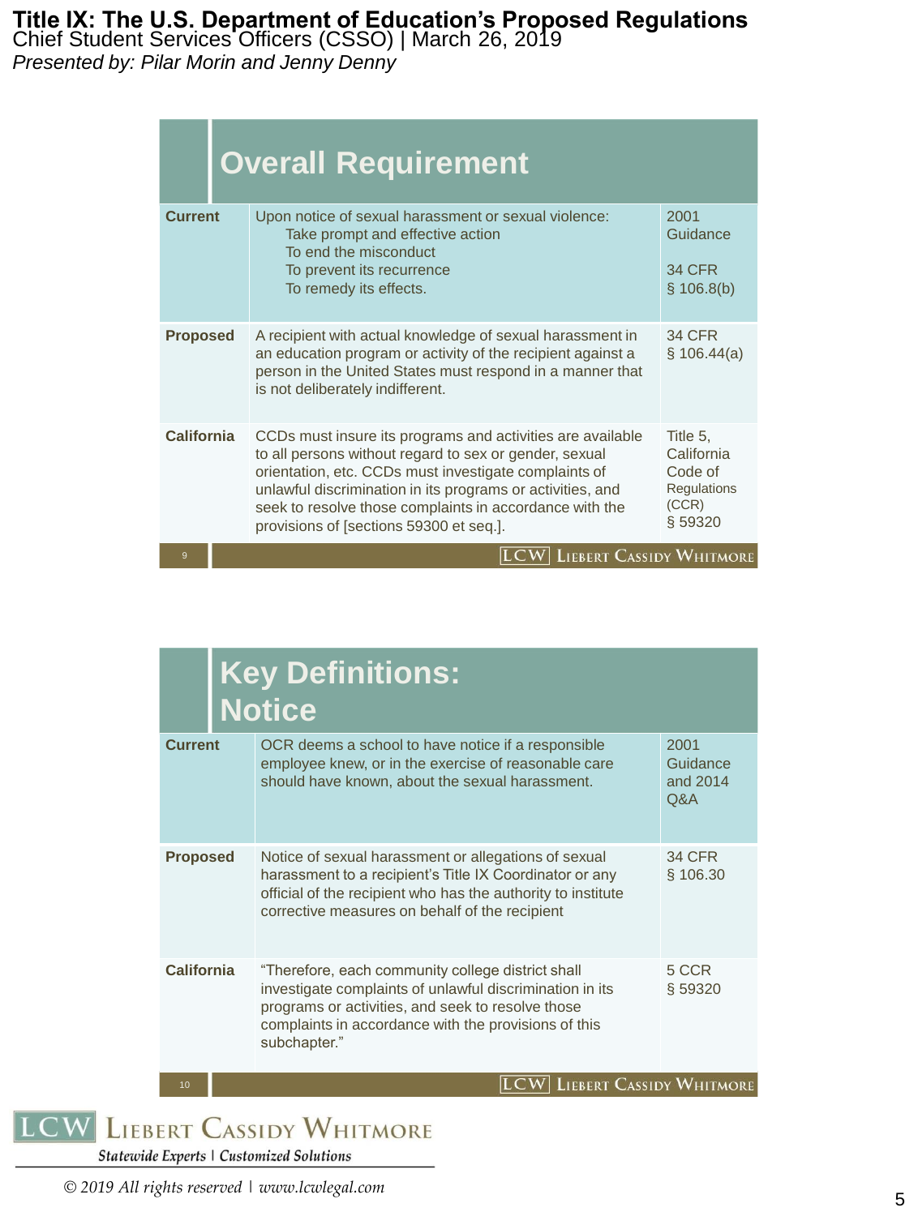## Overall Requirement

| | | |
|---|---|---|
| **Current** | Upon notice of sexual harassment or sexual violence: Take prompt and effective action To end the misconduct To prevent its recurrence To remedy its effects. | 2001 Guidance 34 CFR § 106.8(b) |
| **Proposed** | A recipient with actual knowledge of sexual harassment in an education program or activity of the recipient against a person in the United States must respond in a manner that is not deliberately indifferent. | 34 CFR § 106.44(a) |
| **California** | CCDs must insure its programs and activities are available to all persons without regard to sex or gender, sexual orientation, etc. CCDs must investigate complaints of unlawful discrimination in its programs or activities, and seek to resolve those complaints in accordance with the provisions of [sections 59300 et seq.]. | Title 5, California Code of Regulations (CCR) § 59320 |

## Key Definitions: Notice

| | | |
|---|---|---|
| **Current** | OCR deems a school to have notice if a responsible employee knew, or in the exercise of reasonable care should have known, about the sexual harassment. | 2001 Guidance and 2014 Q&A |
| **Proposed** | Notice of sexual harassment or allegations of sexual harassment to a recipient's Title IX Coordinator or any official of the recipient who has the authority to institute corrective measures on behalf of the recipient | 34 CFR § 106.30 |
| **California** | "Therefore, each community college district shall investigate complaints of unlawful discrimination in its programs or activities, and seek to resolve those complaints in accordance with the provisions of this subchapter." | 5 CCR § 59320 |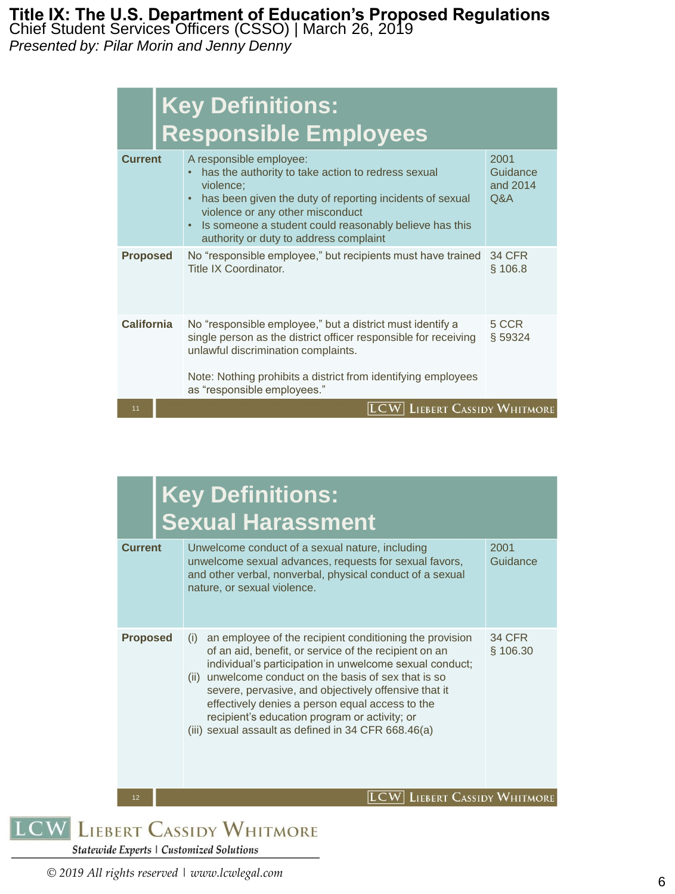## Key Definitions: Responsible Employees

| | | |
|---|---|---|
| **Current** | A responsible employee:<br>• has the authority to take action to redress sexual violence;<br>• has been given the duty of reporting incidents of sexual violence or any other misconduct<br>• Is someone a student could reasonably believe has this authority or duty to address complaint | 2001 Guidance and 2014 Q&A |
| **Proposed** | No "responsible employee," but recipients must have trained Title IX Coordinator. | 34 CFR § 106.8 |
| **California** | No "responsible employee," but a district must identify a single person as the district officer responsible for receiving unlawful discrimination complaints.<br><br>Note: Nothing prohibits a district from identifying employees as "responsible employees." | 5 CCR § 59324 |

## Key Definitions: Sexual Harassment

| | | |
|---|---|---|
| **Current** | Unwelcome conduct of a sexual nature, including unwelcome sexual advances, requests for sexual favors, and other verbal, nonverbal, physical conduct of a sexual nature, or sexual violence. | 2001 Guidance |
| **Proposed** | (i) an employee of the recipient conditioning the provision of an aid, benefit, or service of the recipient on an individual's participation in unwelcome sexual conduct;<br>(ii) unwelcome conduct on the basis of sex that is so severe, pervasive, and objectively offensive that it effectively denies a person equal access to the recipient's education program or activity; or<br>(iii) sexual assault as defined in 34 CFR 668.46(a) | 34 CFR § 106.30 |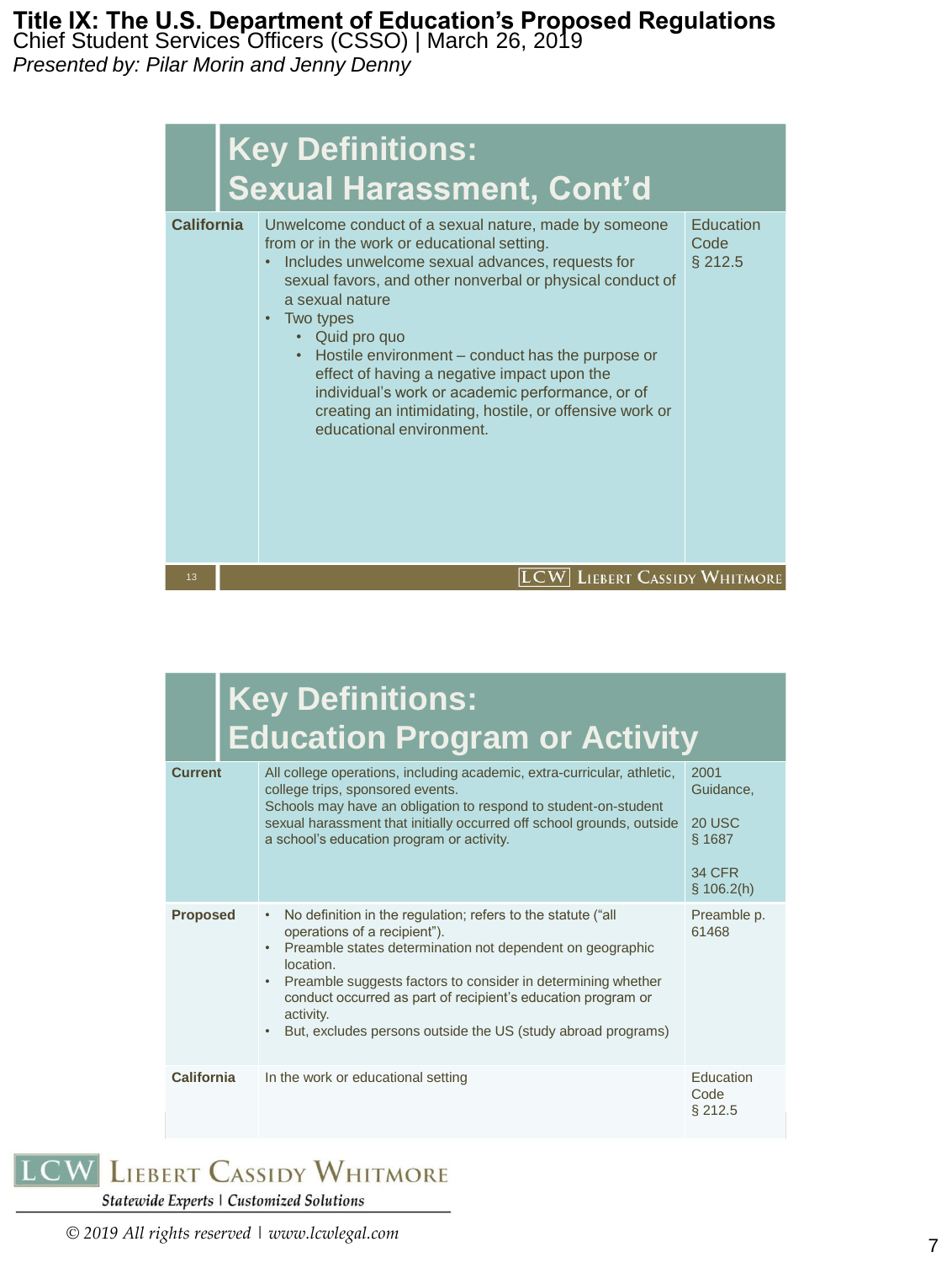## Key Definitions: Sexual Harassment, Cont'd

| | | |
|---|---|---|
| **California** | Unwelcome conduct of a sexual nature, made by someone from or in the work or educational setting.<br>• Includes unwelcome sexual advances, requests for sexual favors, and other nonverbal or physical conduct of a sexual nature<br>• Two types<br>  • Quid pro quo<br>  • Hostile environment – conduct has the purpose or effect of having a negative impact upon the individual's work or academic performance, or of creating an intimidating, hostile, or offensive work or educational environment. | Education Code § 212.5 |

## Key Definitions: Education Program or Activity

| | | |
|---|---|---|
| **Current** | All college operations, including academic, extra-curricular, athletic, college trips, sponsored events.<br>Schools may have an obligation to respond to student-on-student sexual harassment that initially occurred off school grounds, outside a school's education program or activity. | 2001 Guidance,<br><br>20 USC § 1687<br><br>34 CFR § 106.2(h) |
| **Proposed** | • No definition in the regulation; refers to the statute ("all operations of a recipient").<br>• Preamble states determination not dependent on geographic location.<br>• Preamble suggests factors to consider in determining whether conduct occurred as part of recipient's education program or activity.<br>• But, excludes persons outside the US (study abroad programs) | Preamble p. 61468 |
| **California** | In the work or educational setting | Education Code § 212.5 |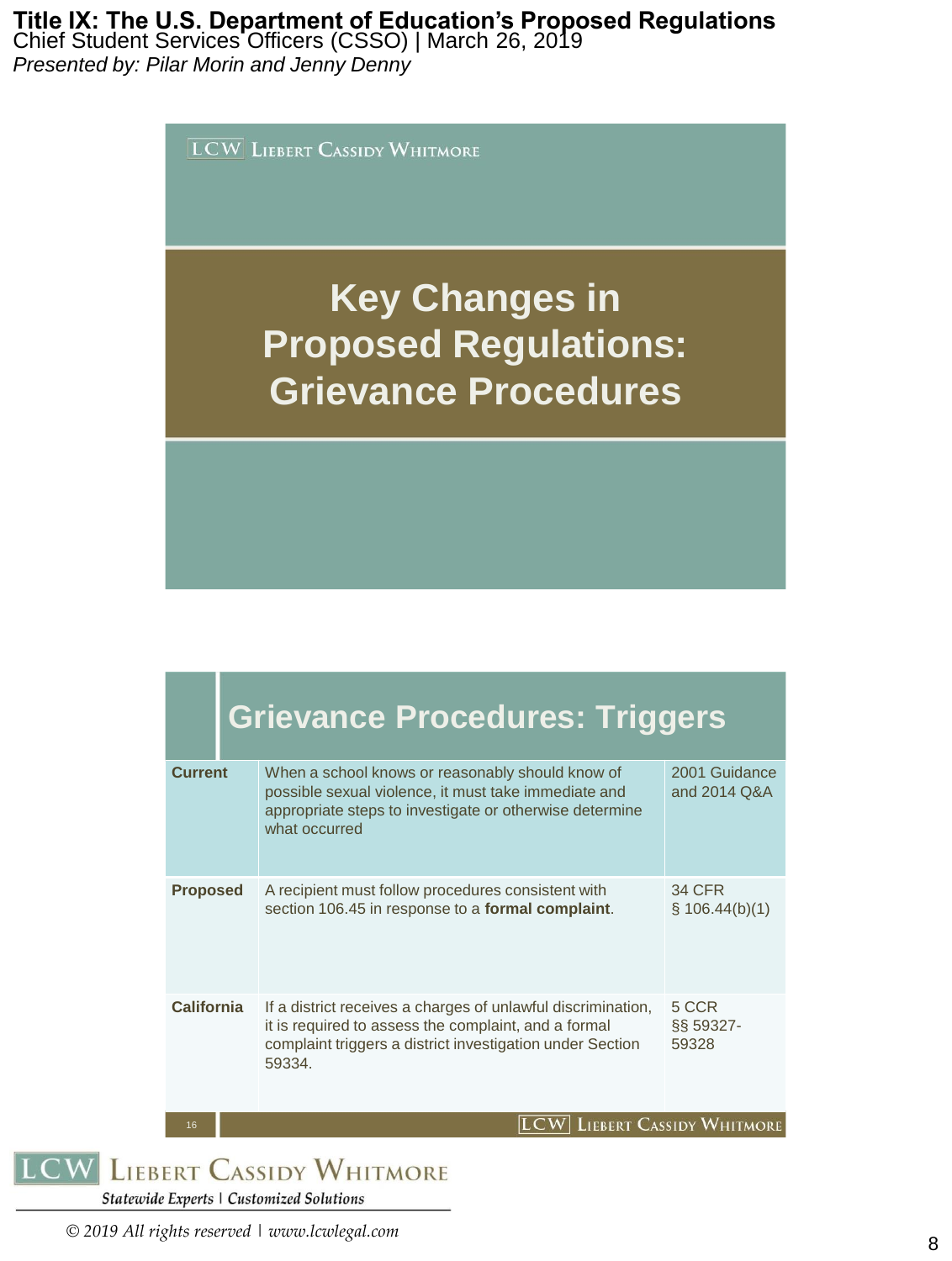## Key Changes in Proposed Regulations: Grievance Procedures

## Grievance Procedures: Triggers

| | | |
|---|---|---|
| **Current** | When a school knows or reasonably should know of possible sexual violence, it must take immediate and appropriate steps to investigate or otherwise determine what occurred | 2001 Guidance and 2014 Q&A |
| **Proposed** | A recipient must follow procedures consistent with section 106.45 in response to a **formal complaint**. | 34 CFR § 106.44(b)(1) |
| **California** | If a district receives a charges of unlawful discrimination, it is required to assess the complaint, and a formal complaint triggers a district investigation under Section 59334. | 5 CCR §§ 59327-59328 |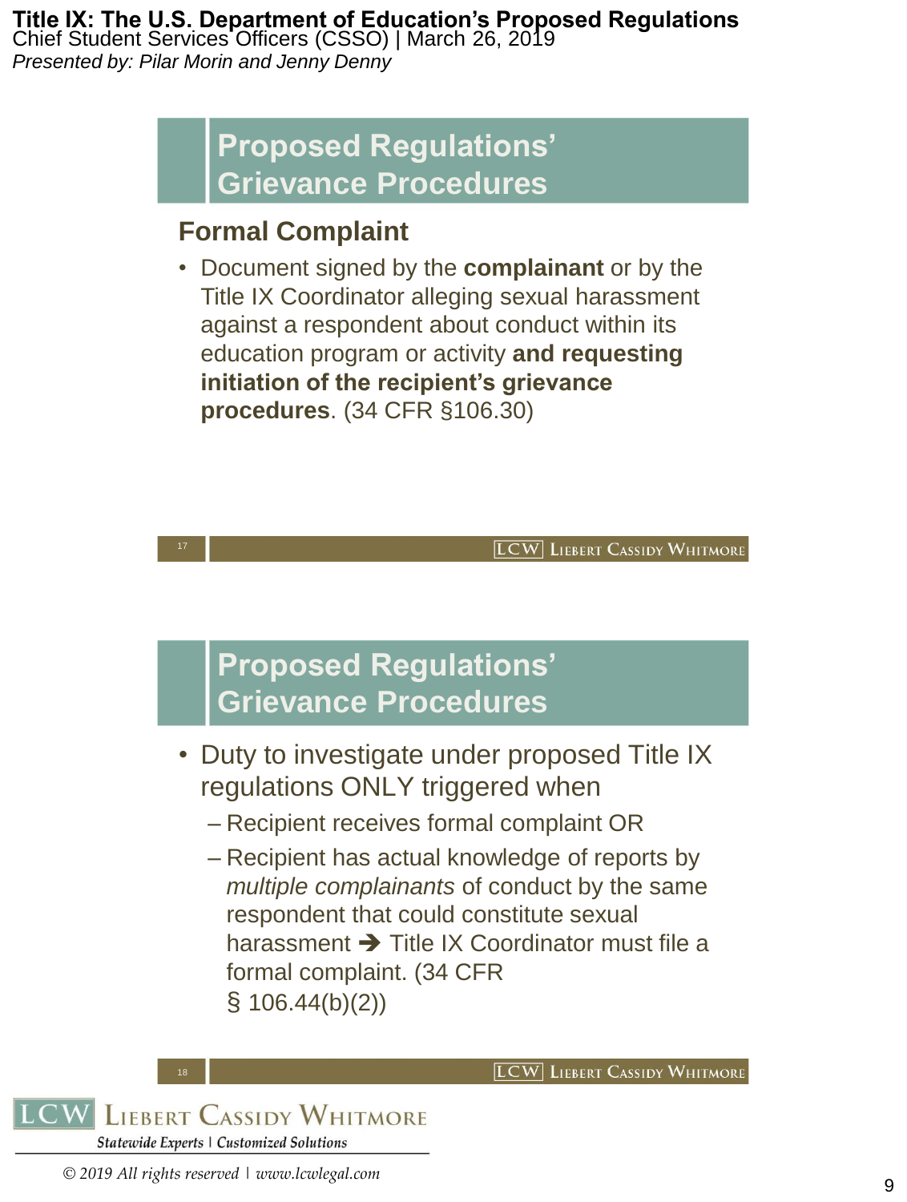## Proposed Regulations' Grievance Procedures

### Formal Complaint

- Document signed by the **complainant** or by the Title IX Coordinator alleging sexual harassment against a respondent about conduct within its education program or activity **and requesting initiation of the recipient's grievance procedures**. (34 CFR §106.30)

## Proposed Regulations' Grievance Procedures

- Duty to investigate under proposed Title IX regulations ONLY triggered when
  - Recipient receives formal complaint OR
  - Recipient has actual knowledge of reports by *multiple complainants* of conduct by the same respondent that could constitute sexual harassment ➔ Title IX Coordinator must file a formal complaint. (34 CFR § 106.44(b)(2))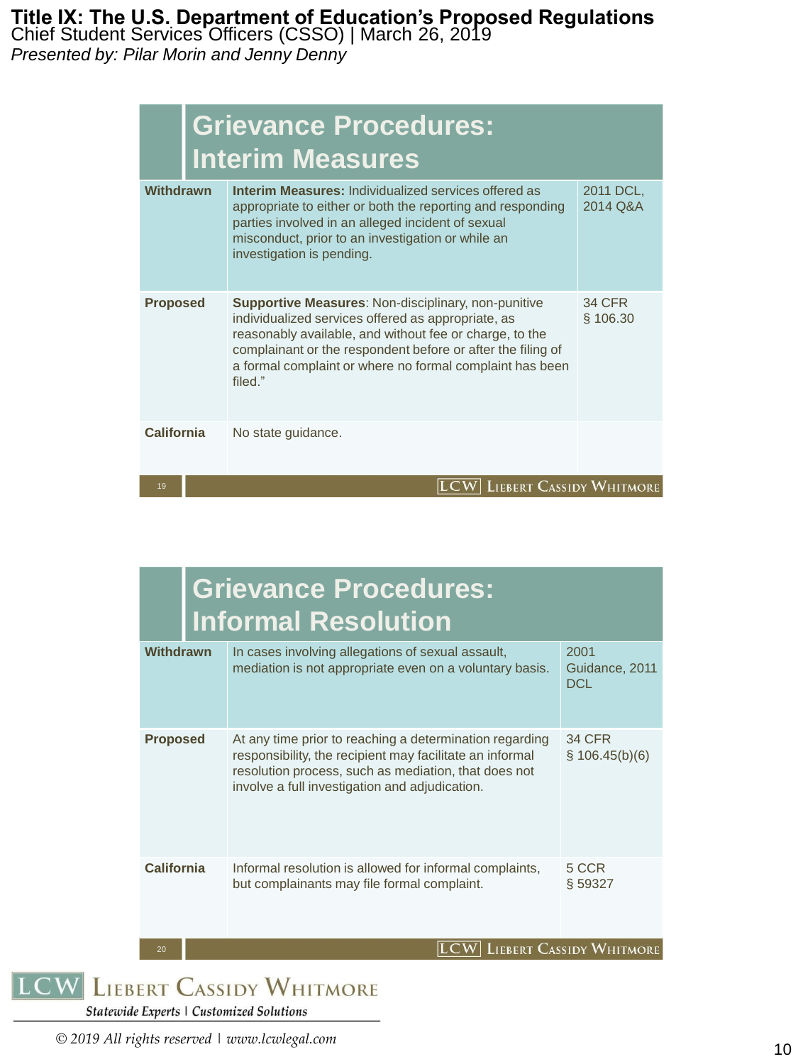## Grievance Procedures: Interim Measures

| | | |
|---|---|---|
| **Withdrawn** | **Interim Measures:** Individualized services offered as appropriate to either or both the reporting and responding parties involved in an alleged incident of sexual misconduct, prior to an investigation or while an investigation is pending. | 2011 DCL, 2014 Q&A |
| **Proposed** | **Supportive Measures**: Non-disciplinary, non-punitive individualized services offered as appropriate, as reasonably available, and without fee or charge, to the complainant or the respondent before or after the filing of a formal complaint or where no formal complaint has been filed." | 34 CFR § 106.30 |
| **California** | No state guidance. | |

## Grievance Procedures: Informal Resolution

| | | |
|---|---|---|
| **Withdrawn** | In cases involving allegations of sexual assault, mediation is not appropriate even on a voluntary basis. | 2001 Guidance, 2011 DCL |
| **Proposed** | At any time prior to reaching a determination regarding responsibility, the recipient may facilitate an informal resolution process, such as mediation, that does not involve a full investigation and adjudication. | 34 CFR § 106.45(b)(6) |
| **California** | Informal resolution is allowed for informal complaints, but complainants may file formal complaint. | 5 CCR § 59327 |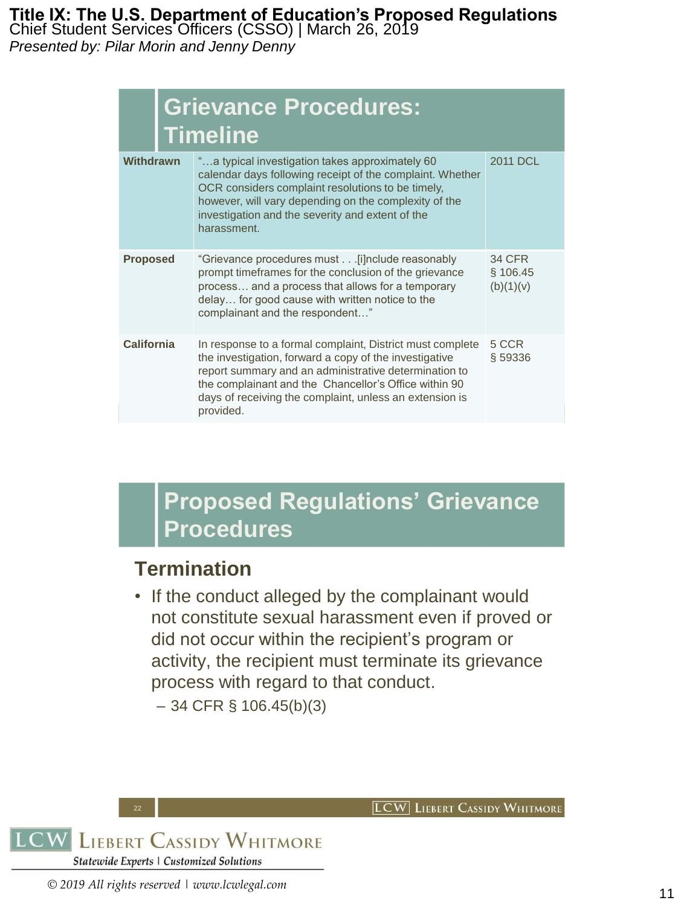## Grievance Procedures: Timeline

| | | |
|---|---|---|
| **Withdrawn** | "…a typical investigation takes approximately 60 calendar days following receipt of the complaint. Whether OCR considers complaint resolutions to be timely, however, will vary depending on the complexity of the investigation and the severity and extent of the harassment. | 2011 DCL |
| **Proposed** | "Grievance procedures must . . .[i]nclude reasonably prompt timeframes for the conclusion of the grievance process… and a process that allows for a temporary delay… for good cause with written notice to the complainant and the respondent…" | 34 CFR § 106.45 (b)(1)(v) |
| **California** | In response to a formal complaint, District must complete the investigation, forward a copy of the investigative report summary and an administrative determination to the complainant and the Chancellor's Office within 90 days of receiving the complaint, unless an extension is provided. | 5 CCR § 59336 |

## Proposed Regulations' Grievance Procedures

### Termination

- If the conduct alleged by the complainant would not constitute sexual harassment even if proved or did not occur within the recipient's program or activity, the recipient must terminate its grievance process with regard to that conduct.
  - 34 CFR § 106.45(b)(3)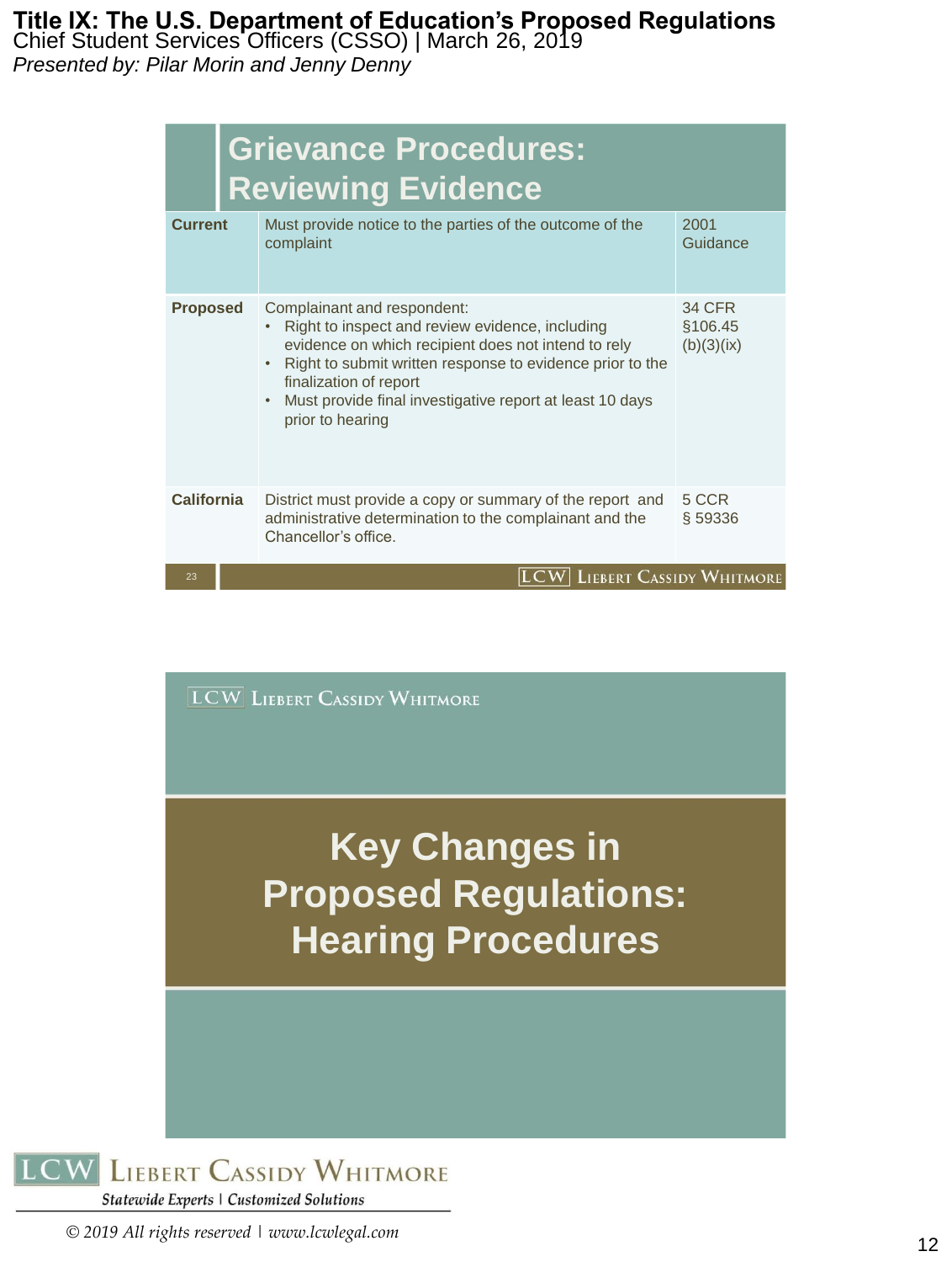## Grievance Procedures: Reviewing Evidence

| | | |
|---|---|---|
| **Current** | Must provide notice to the parties of the outcome of the complaint | 2001 Guidance |
| **Proposed** | Complainant and respondent:<br>• Right to inspect and review evidence, including evidence on which recipient does not intend to rely<br>• Right to submit written response to evidence prior to the finalization of report<br>• Must provide final investigative report at least 10 days prior to hearing | 34 CFR §106.45 (b)(3)(ix) |
| **California** | District must provide a copy or summary of the report and administrative determination to the complainant and the Chancellor's office. | 5 CCR § 59336 |

## Key Changes in Proposed Regulations: Hearing Procedures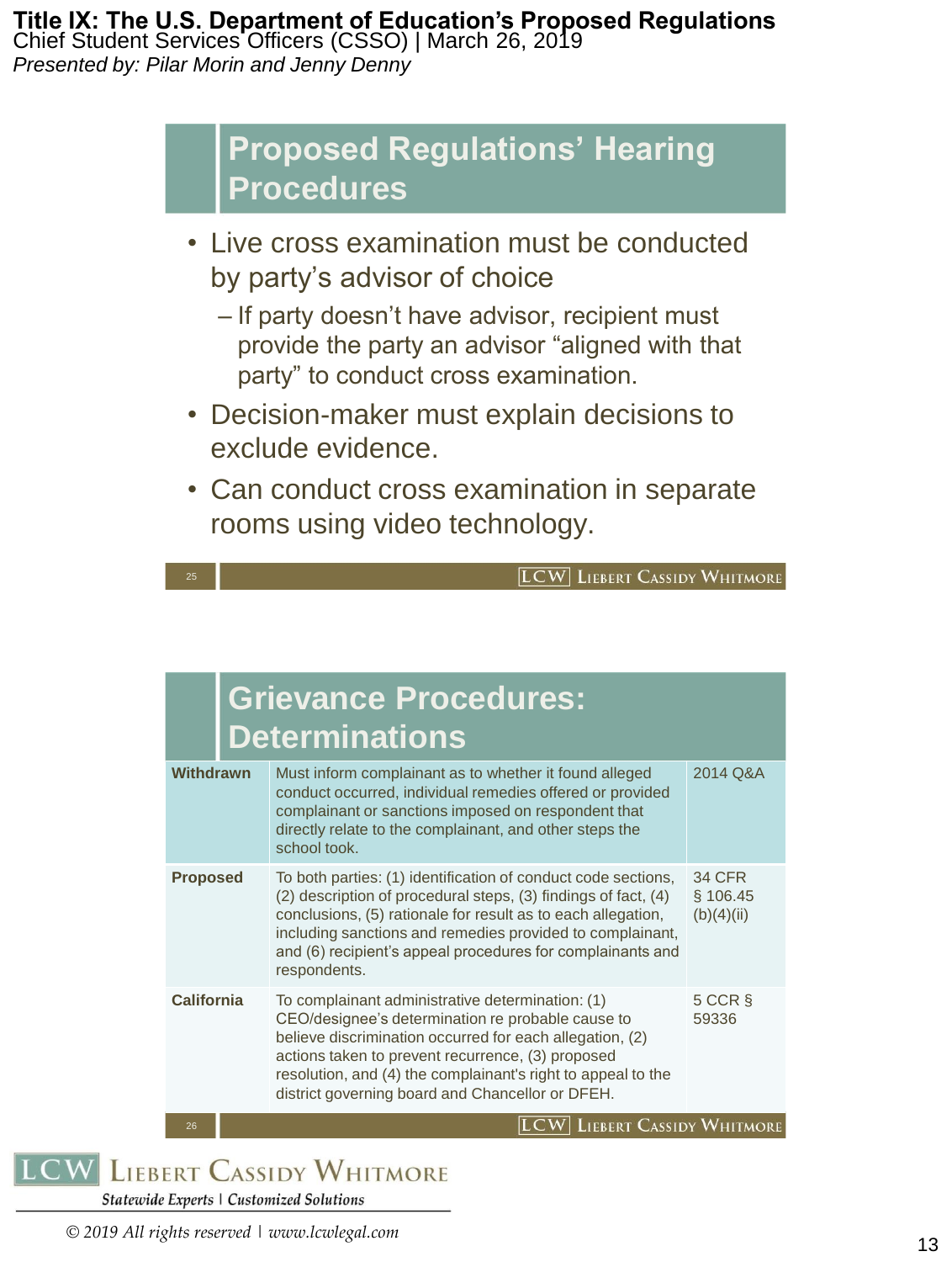## Proposed Regulations' Hearing Procedures

- Live cross examination must be conducted by party's advisor of choice
  - If party doesn't have advisor, recipient must provide the party an advisor "aligned with that party" to conduct cross examination.
- Decision-maker must explain decisions to exclude evidence.
- Can conduct cross examination in separate rooms using video technology.

## Grievance Procedures: Determinations

| | | |
|---|---|---|
| **Withdrawn** | Must inform complainant as to whether it found alleged conduct occurred, individual remedies offered or provided complainant or sanctions imposed on respondent that directly relate to the complainant, and other steps the school took. | 2014 Q&A |
| **Proposed** | To both parties: (1) identification of conduct code sections, (2) description of procedural steps, (3) findings of fact, (4) conclusions, (5) rationale for result as to each allegation, including sanctions and remedies provided to complainant, and (6) recipient's appeal procedures for complainants and respondents. | 34 CFR § 106.45 (b)(4)(ii) |
| **California** | To complainant administrative determination: (1) CEO/designee's determination re probable cause to believe discrimination occurred for each allegation, (2) actions taken to prevent recurrence, (3) proposed resolution, and (4) the complainant's right to appeal to the district governing board and Chancellor or DFEH. | 5 CCR § 59336 |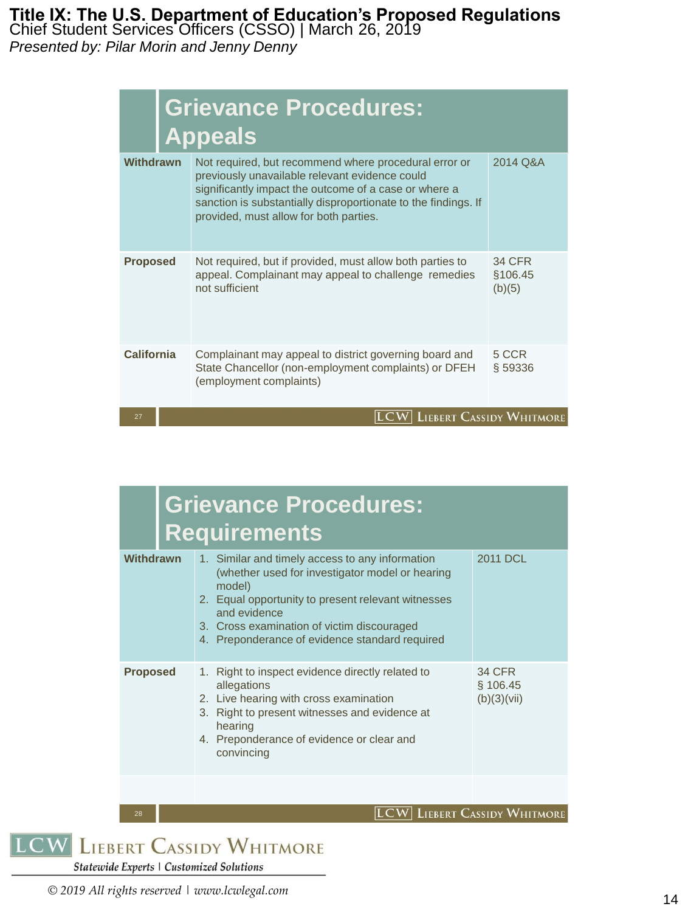# Grievance Procedures: Appeals

| | | |
|---|---|---|
| **Withdrawn** | Not required, but recommend where procedural error or previously unavailable relevant evidence could significantly impact the outcome of a case or where a sanction is substantially disproportionate to the findings. If provided, must allow for both parties. | 2014 Q&A |
| **Proposed** | Not required, but if provided, must allow both parties to appeal. Complainant may appeal to challenge remedies not sufficient | 34 CFR §106.45 (b)(5) |
| **California** | Complainant may appeal to district governing board and State Chancellor (non-employment complaints) or DFEH (employment complaints) | 5 CCR § 59336 |

# Grievance Procedures: Requirements

| | | |
|---|---|---|
| **Withdrawn** | 1. Similar and timely access to any information (whether used for investigator model or hearing model)<br>2. Equal opportunity to present relevant witnesses and evidence<br>3. Cross examination of victim discouraged<br>4. Preponderance of evidence standard required | 2011 DCL |
| **Proposed** | 1. Right to inspect evidence directly related to allegations<br>2. Live hearing with cross examination<br>3. Right to present witnesses and evidence at hearing<br>4. Preponderance of evidence or clear and convincing | 34 CFR § 106.45 (b)(3)(vii) |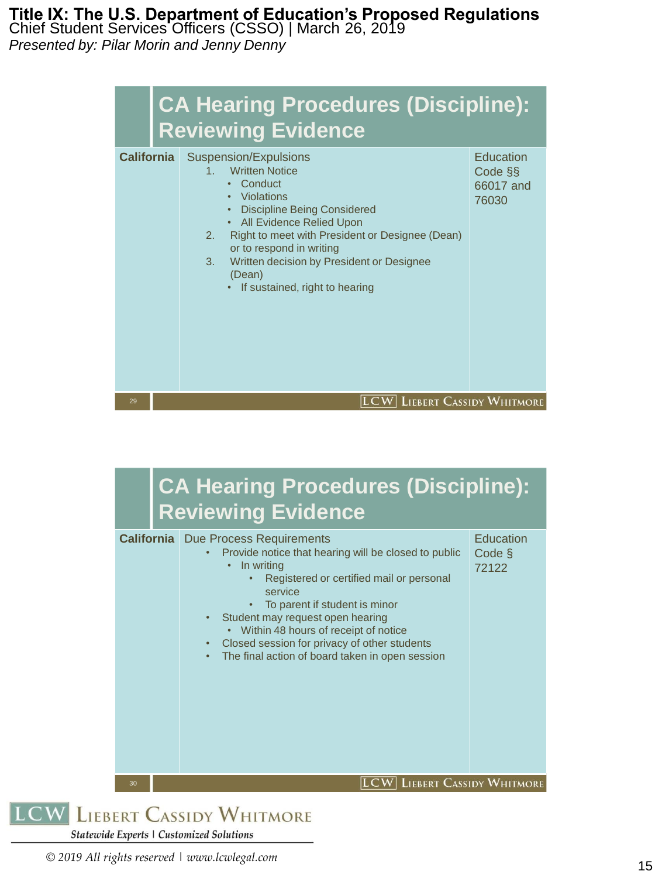## CA Hearing Procedures (Discipline): Reviewing Evidence

| California | Suspension/Expulsions | Education Code §§ 66017 and 76030 |
|---|---|---|
| | 1. Written Notice<br>• Conduct<br>• Violations<br>• Discipline Being Considered<br>• All Evidence Relied Upon<br>2. Right to meet with President or Designee (Dean) or to respond in writing<br>3. Written decision by President or Designee (Dean)<br>• If sustained, right to hearing | |

## CA Hearing Procedures (Discipline): Reviewing Evidence

| California | Due Process Requirements | Education Code § 72122 |
|---|---|---|
| | • Provide notice that hearing will be closed to public<br>  • In writing<br>    • Registered or certified mail or personal service<br>    • To parent if student is minor<br>• Student may request open hearing<br>  • Within 48 hours of receipt of notice<br>• Closed session for privacy of other students<br>• The final action of board taken in open session | |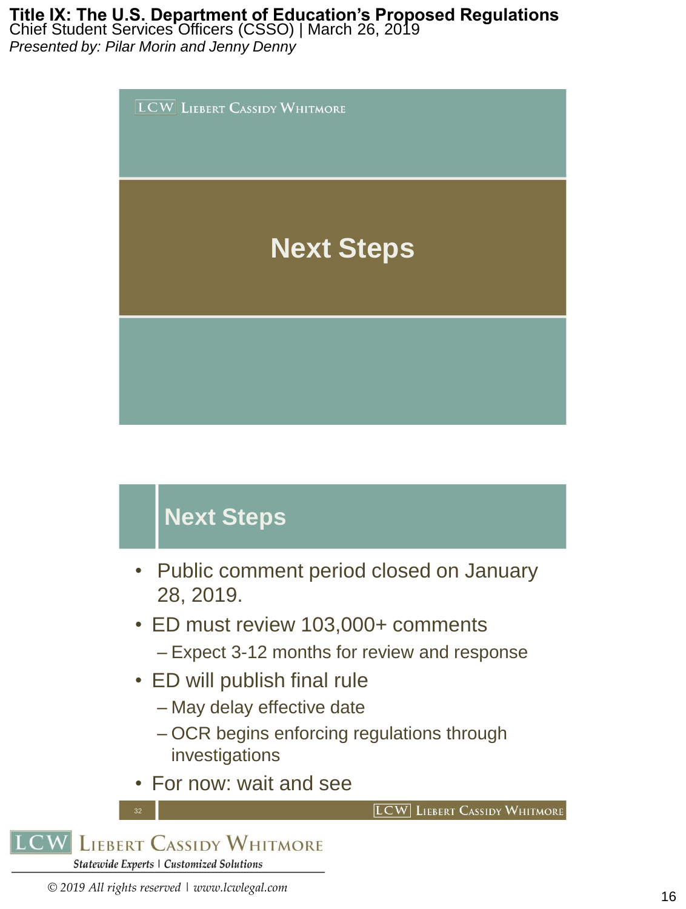# Next Steps

## Next Steps

- Public comment period closed on January 28, 2019.
- ED must review 103,000+ comments
  - Expect 3-12 months for review and response
- ED will publish final rule
  - May delay effective date
  - OCR begins enforcing regulations through investigations
- For now: wait and see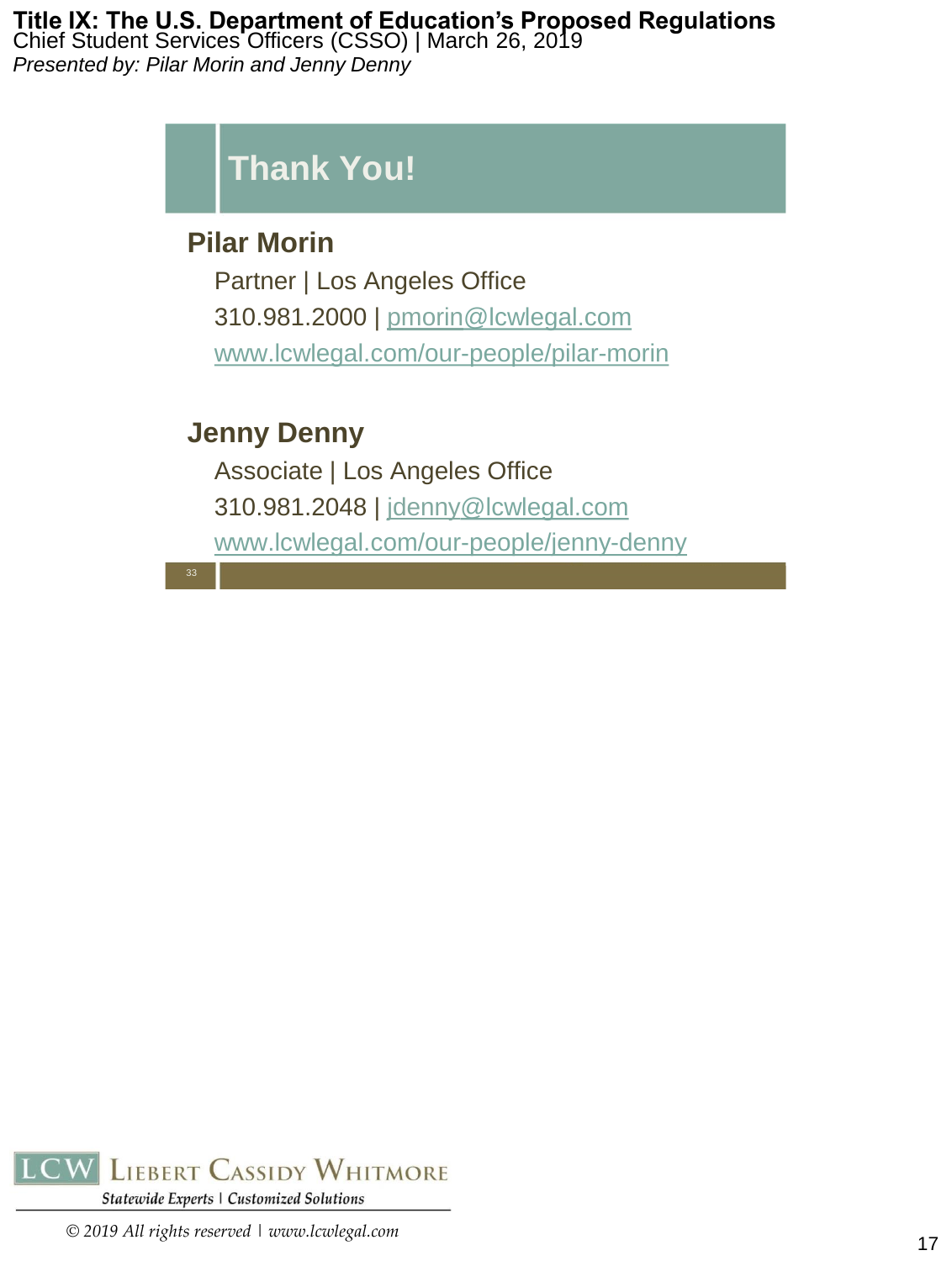## Thank You!

**Pilar Morin**

Partner | Los Angeles Office

310.981.2000 | pmorin@lcwlegal.com

www.lcwlegal.com/our-people/pilar-morin

**Jenny Denny**

Associate | Los Angeles Office

310.981.2048 | jdenny@lcwlegal.com

www.lcwlegal.com/our-people/jenny-denny